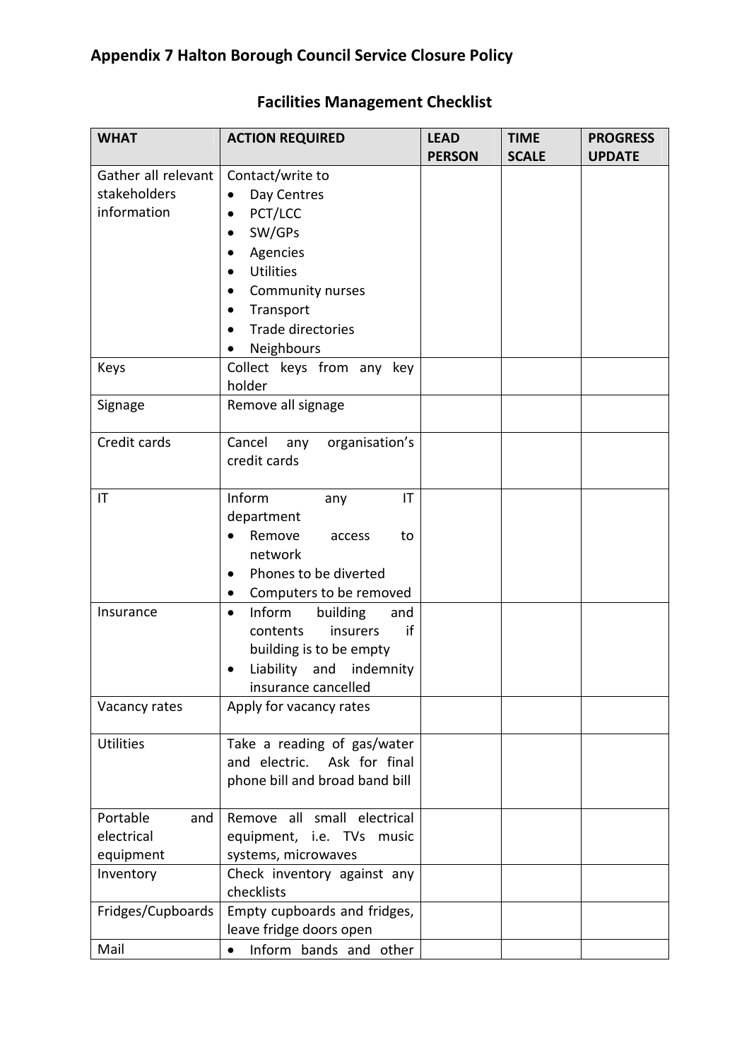## Appendix 7 Halton Borough Council Service Closure Policy

### Facilities Management Checklist

| WHAT | ACTION REQUIRED | LEAD PERSON | TIME SCALE | PROGRESS UPDATE |
|---|---|---|---|---|
| Gather all relevant stakeholders information | Contact/write to<br>• Day Centres<br>• PCT/LCC<br>• SW/GPs<br>• Agencies<br>• Utilities<br>• Community nurses<br>• Transport<br>• Trade directories<br>• Neighbours | | | |
| Keys | Collect keys from any key holder | | | |
| Signage | Remove all signage | | | |
| Credit cards | Cancel any organisation's credit cards | | | |
| IT | Inform any IT department<br>• Remove access to network<br>• Phones to be diverted<br>• Computers to be removed | | | |
| Insurance | • Inform building and contents insurers if building is to be empty<br>• Liability and indemnity insurance cancelled | | | |
| Vacancy rates | Apply for vacancy rates | | | |
| Utilities | Take a reading of gas/water and electric. Ask for final phone bill and broad band bill | | | |
| Portable and electrical equipment | Remove all small electrical equipment, i.e. TVs music systems, microwaves | | | |
| Inventory | Check inventory against any checklists | | | |
| Fridges/Cupboards | Empty cupboards and fridges, leave fridge doors open | | | |
| Mail | • Inform bands and other | | | |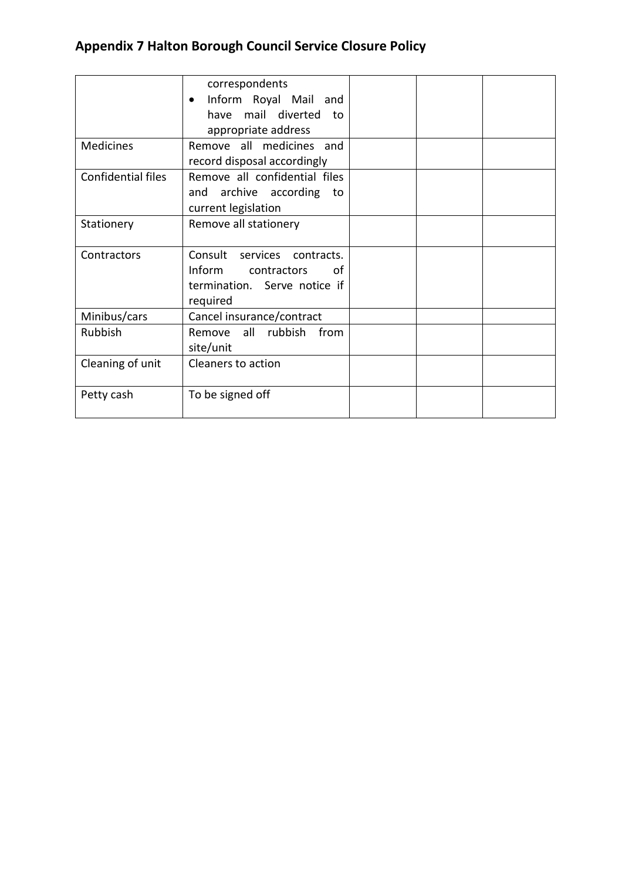# Appendix 7 Halton Borough Council Service Closure Policy

| | | | | |
|---|---|---|---|---|
| | correspondents<br>• Inform Royal Mail and have mail diverted to appropriate address | | | |
| Medicines | Remove all medicines and record disposal accordingly | | | |
| Confidential files | Remove all confidential files and archive according to current legislation | | | |
| Stationery | Remove all stationery | | | |
| Contractors | Consult services contracts. Inform contractors of termination. Serve notice if required | | | |
| Minibus/cars | Cancel insurance/contract | | | |
| Rubbish | Remove all rubbish from site/unit | | | |
| Cleaning of unit | Cleaners to action | | | |
| Petty cash | To be signed off | | | |